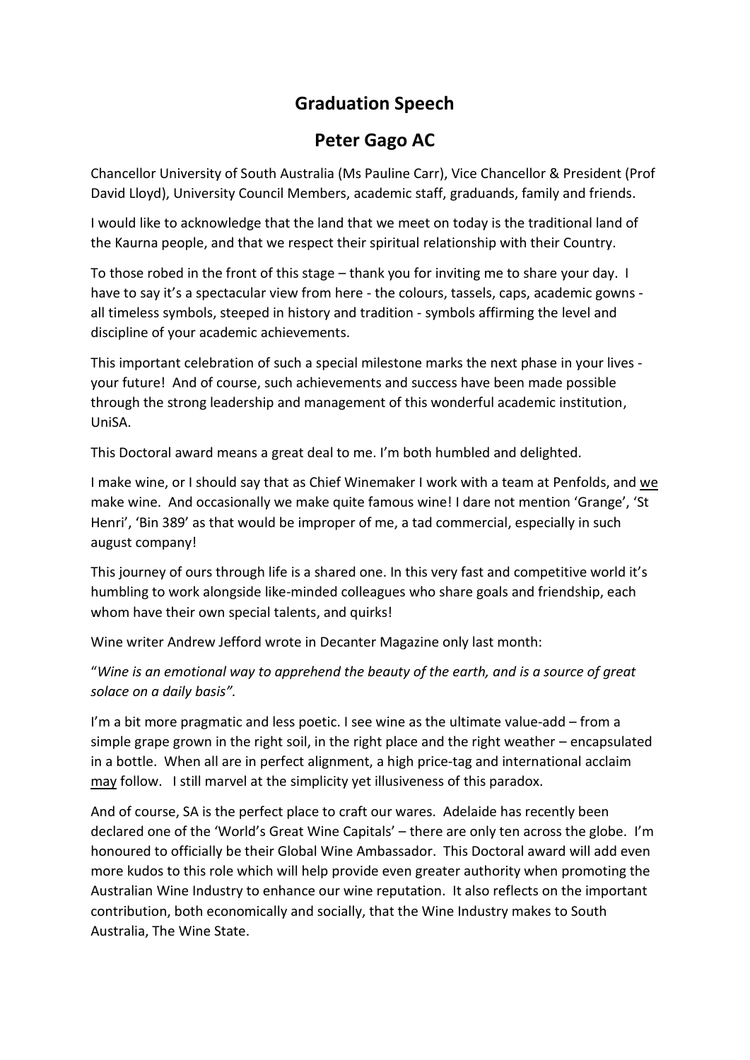# Graduation Speech

## Peter Gago AC

Chancellor University of South Australia (Ms Pauline Carr), Vice Chancellor & President (Prof David Lloyd), University Council Members, academic staff, graduands, family and friends.

I would like to acknowledge that the land that we meet on today is the traditional land of the Kaurna people, and that we respect their spiritual relationship with their Country.

To those robed in the front of this stage – thank you for inviting me to share your day. I have to say it's a spectacular view from here - the colours, tassels, caps, academic gowns - all timeless symbols, steeped in history and tradition - symbols affirming the level and discipline of your academic achievements.

This important celebration of such a special milestone marks the next phase in your lives - your future! And of course, such achievements and success have been made possible through the strong leadership and management of this wonderful academic institution, UniSA.

This Doctoral award means a great deal to me. I'm both humbled and delighted.

I make wine, or I should say that as Chief Winemaker I work with a team at Penfolds, and <u>we</u> make wine. And occasionally we make quite famous wine! I dare not mention 'Grange', 'St Henri', 'Bin 389' as that would be improper of me, a tad commercial, especially in such august company!

This journey of ours through life is a shared one. In this very fast and competitive world it's humbling to work alongside like-minded colleagues who share goals and friendship, each whom have their own special talents, and quirks!

Wine writer Andrew Jefford wrote in Decanter Magazine only last month:

"*Wine is an emotional way to apprehend the beauty of the earth, and is a source of great solace on a daily basis".*

I'm a bit more pragmatic and less poetic. I see wine as the ultimate value-add – from a simple grape grown in the right soil, in the right place and the right weather – encapsulated in a bottle. When all are in perfect alignment, a high price-tag and international acclaim <u>may</u> follow. I still marvel at the simplicity yet illusiveness of this paradox.

And of course, SA is the perfect place to craft our wares. Adelaide has recently been declared one of the 'World's Great Wine Capitals' – there are only ten across the globe. I'm honoured to officially be their Global Wine Ambassador. This Doctoral award will add even more kudos to this role which will help provide even greater authority when promoting the Australian Wine Industry to enhance our wine reputation. It also reflects on the important contribution, both economically and socially, that the Wine Industry makes to South Australia, The Wine State.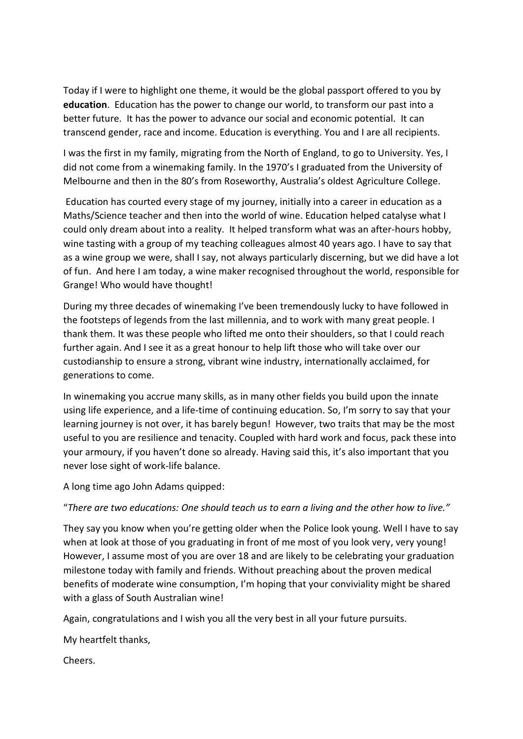Today if I were to highlight one theme, it would be the global passport offered to you by **education**. Education has the power to change our world, to transform our past into a better future. It has the power to advance our social and economic potential. It can transcend gender, race and income. Education is everything. You and I are all recipients.

I was the first in my family, migrating from the North of England, to go to University. Yes, I did not come from a winemaking family. In the 1970's I graduated from the University of Melbourne and then in the 80's from Roseworthy, Australia's oldest Agriculture College.

Education has courted every stage of my journey, initially into a career in education as a Maths/Science teacher and then into the world of wine. Education helped catalyse what I could only dream about into a reality. It helped transform what was an after-hours hobby, wine tasting with a group of my teaching colleagues almost 40 years ago. I have to say that as a wine group we were, shall I say, not always particularly discerning, but we did have a lot of fun. And here I am today, a wine maker recognised throughout the world, responsible for Grange! Who would have thought!

During my three decades of winemaking I've been tremendously lucky to have followed in the footsteps of legends from the last millennia, and to work with many great people. I thank them. It was these people who lifted me onto their shoulders, so that I could reach further again. And I see it as a great honour to help lift those who will take over our custodianship to ensure a strong, vibrant wine industry, internationally acclaimed, for generations to come.

In winemaking you accrue many skills, as in many other fields you build upon the innate using life experience, and a life-time of continuing education. So, I'm sorry to say that your learning journey is not over, it has barely begun! However, two traits that may be the most useful to you are resilience and tenacity. Coupled with hard work and focus, pack these into your armoury, if you haven't done so already. Having said this, it's also important that you never lose sight of work-life balance.

A long time ago John Adams quipped:

"*There are two educations: One should teach us to earn a living and the other how to live.*"

They say you know when you're getting older when the Police look young. Well I have to say when at look at those of you graduating in front of me most of you look very, very young! However, I assume most of you are over 18 and are likely to be celebrating your graduation milestone today with family and friends. Without preaching about the proven medical benefits of moderate wine consumption, I'm hoping that your conviviality might be shared with a glass of South Australian wine!

Again, congratulations and I wish you all the very best in all your future pursuits.

My heartfelt thanks,

Cheers.